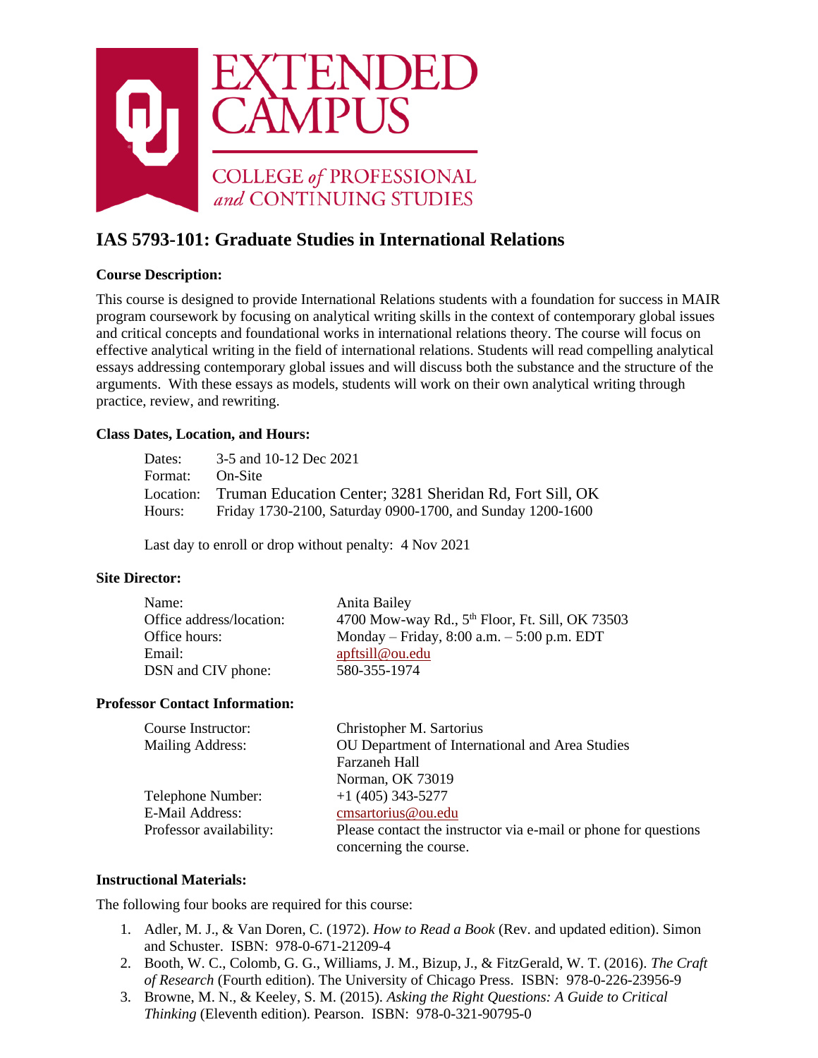EXTENDED CAMPUS

COLLEGE *of* PROFESSIONAL *and* CONTINUING STUDIES

# IAS 5793-101: Graduate Studies in International Relations

**Course Description:**

This course is designed to provide International Relations students with a foundation for success in MAIR program coursework by focusing on analytical writing skills in the context of contemporary global issues and critical concepts and foundational works in international relations theory. The course will focus on effective analytical writing in the field of international relations. Students will read compelling analytical essays addressing contemporary global issues and will discuss both the substance and the structure of the arguments. With these essays as models, students will work on their own analytical writing through practice, review, and rewriting.

**Class Dates, Location, and Hours:**

Dates: 3-5 and 10-12 Dec 2021
Format: On-Site
Location: Truman Education Center; 3281 Sheridan Rd, Fort Sill, OK
Hours: Friday 1730-2100, Saturday 0900-1700, and Sunday 1200-1600

Last day to enroll or drop without penalty: 4 Nov 2021

**Site Director:**

Name: Anita Bailey
Office address/location: 4700 Mow-way Rd., 5th Floor, Ft. Sill, OK 73503
Office hours: Monday – Friday, 8:00 a.m. – 5:00 p.m. EDT
Email: apftsill@ou.edu
DSN and CIV phone: 580-355-1974

**Professor Contact Information:**

Course Instructor: Christopher M. Sartorius
Mailing Address: OU Department of International and Area Studies
Farzaneh Hall
Norman, OK 73019
Telephone Number: +1 (405) 343-5277
E-Mail Address: cmsartorius@ou.edu
Professor availability: Please contact the instructor via e-mail or phone for questions concerning the course.

**Instructional Materials:**

The following four books are required for this course:

1. Adler, M. J., & Van Doren, C. (1972). *How to Read a Book* (Rev. and updated edition). Simon and Schuster. ISBN: 978-0-671-21209-4
2. Booth, W. C., Colomb, G. G., Williams, J. M., Bizup, J., & FitzGerald, W. T. (2016). *The Craft of Research* (Fourth edition). The University of Chicago Press. ISBN: 978-0-226-23956-9
3. Browne, M. N., & Keeley, S. M. (2015). *Asking the Right Questions: A Guide to Critical Thinking* (Eleventh edition). Pearson. ISBN: 978-0-321-90795-0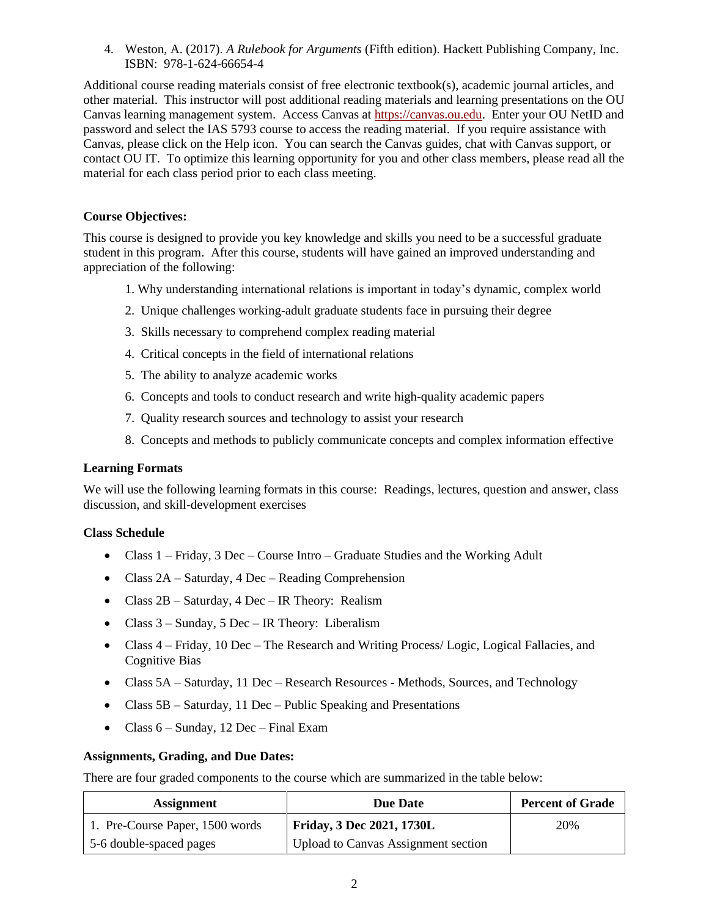4. Weston, A. (2017). *A Rulebook for Arguments* (Fifth edition). Hackett Publishing Company, Inc. ISBN: 978-1-624-66654-4

Additional course reading materials consist of free electronic textbook(s), academic journal articles, and other material. This instructor will post additional reading materials and learning presentations on the OU Canvas learning management system. Access Canvas at https://canvas.ou.edu. Enter your OU NetID and password and select the IAS 5793 course to access the reading material. If you require assistance with Canvas, please click on the Help icon. You can search the Canvas guides, chat with Canvas support, or contact OU IT. To optimize this learning opportunity for you and other class members, please read all the material for each class period prior to each class meeting.

**Course Objectives:**

This course is designed to provide you key knowledge and skills you need to be a successful graduate student in this program. After this course, students will have gained an improved understanding and appreciation of the following:

1. Why understanding international relations is important in today's dynamic, complex world
2. Unique challenges working-adult graduate students face in pursuing their degree
3. Skills necessary to comprehend complex reading material
4. Critical concepts in the field of international relations
5. The ability to analyze academic works
6. Concepts and tools to conduct research and write high-quality academic papers
7. Quality research sources and technology to assist your research
8. Concepts and methods to publicly communicate concepts and complex information effective

**Learning Formats**

We will use the following learning formats in this course: Readings, lectures, question and answer, class discussion, and skill-development exercises

**Class Schedule**

- Class 1 – Friday, 3 Dec – Course Intro – Graduate Studies and the Working Adult
- Class 2A – Saturday, 4 Dec – Reading Comprehension
- Class 2B – Saturday, 4 Dec – IR Theory: Realism
- Class 3 – Sunday, 5 Dec – IR Theory: Liberalism
- Class 4 – Friday, 10 Dec – The Research and Writing Process/ Logic, Logical Fallacies, and Cognitive Bias
- Class 5A – Saturday, 11 Dec – Research Resources - Methods, Sources, and Technology
- Class 5B – Saturday, 11 Dec – Public Speaking and Presentations
- Class 6 – Sunday, 12 Dec – Final Exam

**Assignments, Grading, and Due Dates:**

There are four graded components to the course which are summarized in the table below:

| Assignment | Due Date | Percent of Grade |
|---|---|---|
| 1. Pre-Course Paper, 1500 words 5-6 double-spaced pages | **Friday, 3 Dec 2021, 1730L** Upload to Canvas Assignment section | 20% |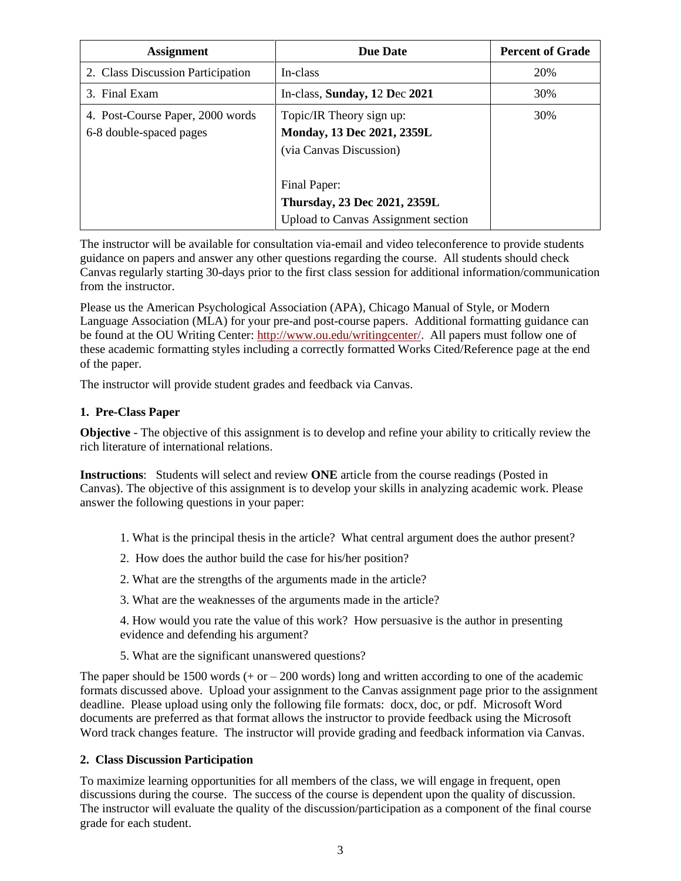| Assignment | Due Date | Percent of Grade |
|---|---|---|
| 2. Class Discussion Participation | In-class | 20% |
| 3. Final Exam | In-class, **Sunday, 12 Dec 2021** | 30% |
| 4. Post-Course Paper, 2000 words<br>6-8 double-spaced pages | Topic/IR Theory sign up:<br>**Monday, 13 Dec 2021, 2359L**<br>(via Canvas Discussion)<br><br>Final Paper:<br>**Thursday, 23 Dec 2021, 2359L**<br>Upload to Canvas Assignment section | 30% |

The instructor will be available for consultation via-email and video teleconference to provide students guidance on papers and answer any other questions regarding the course. All students should check Canvas regularly starting 30-days prior to the first class session for additional information/communication from the instructor.

Please us the American Psychological Association (APA), Chicago Manual of Style, or Modern Language Association (MLA) for your pre-and post-course papers. Additional formatting guidance can be found at the OU Writing Center: http://www.ou.edu/writingcenter/. All papers must follow one of these academic formatting styles including a correctly formatted Works Cited/Reference page at the end of the paper.

The instructor will provide student grades and feedback via Canvas.

### 1. Pre-Class Paper

**Objective** - The objective of this assignment is to develop and refine your ability to critically review the rich literature of international relations.

**Instructions**: Students will select and review **ONE** article from the course readings (Posted in Canvas). The objective of this assignment is to develop your skills in analyzing academic work. Please answer the following questions in your paper:

1. What is the principal thesis in the article? What central argument does the author present?

2. How does the author build the case for his/her position?

2. What are the strengths of the arguments made in the article?

3. What are the weaknesses of the arguments made in the article?

4. How would you rate the value of this work? How persuasive is the author in presenting evidence and defending his argument?

5. What are the significant unanswered questions?

The paper should be 1500 words (+ or – 200 words) long and written according to one of the academic formats discussed above. Upload your assignment to the Canvas assignment page prior to the assignment deadline. Please upload using only the following file formats: docx, doc, or pdf. Microsoft Word documents are preferred as that format allows the instructor to provide feedback using the Microsoft Word track changes feature. The instructor will provide grading and feedback information via Canvas.

### 2. Class Discussion Participation

To maximize learning opportunities for all members of the class, we will engage in frequent, open discussions during the course. The success of the course is dependent upon the quality of discussion. The instructor will evaluate the quality of the discussion/participation as a component of the final course grade for each student.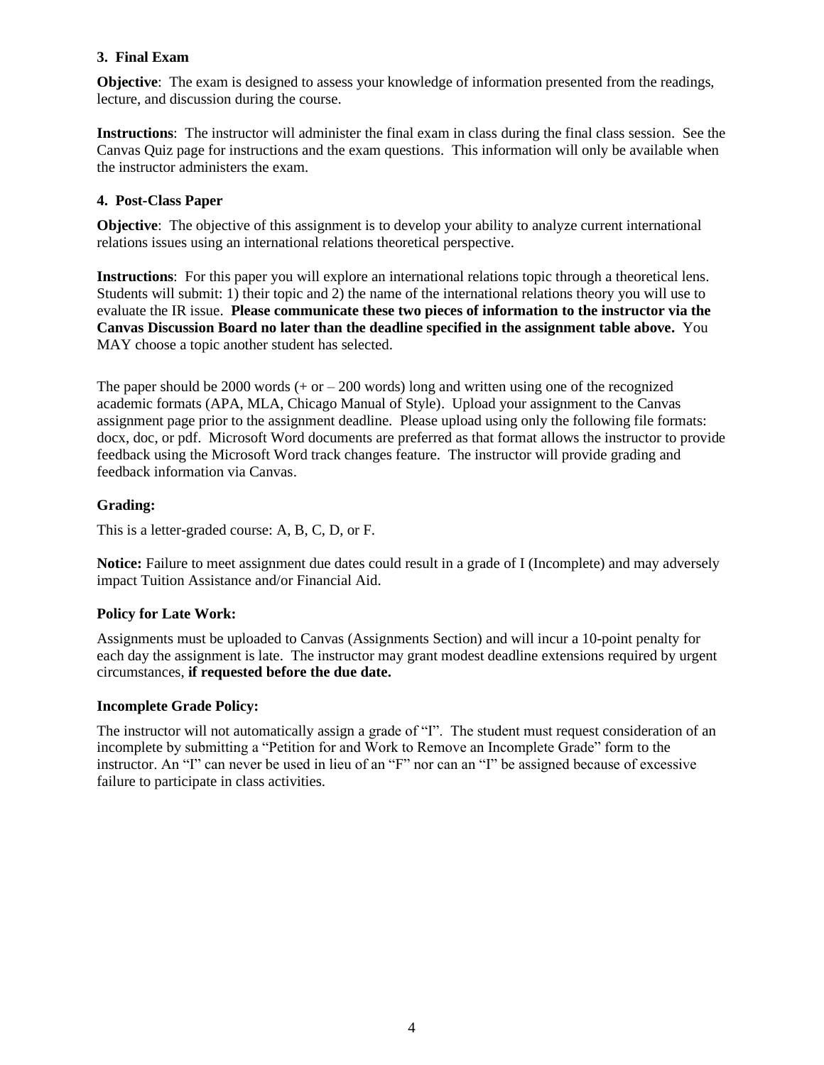### 3. Final Exam

**Objective**: The exam is designed to assess your knowledge of information presented from the readings, lecture, and discussion during the course.

**Instructions**: The instructor will administer the final exam in class during the final class session. See the Canvas Quiz page for instructions and the exam questions. This information will only be available when the instructor administers the exam.

### 4. Post-Class Paper

**Objective**: The objective of this assignment is to develop your ability to analyze current international relations issues using an international relations theoretical perspective.

**Instructions**: For this paper you will explore an international relations topic through a theoretical lens. Students will submit: 1) their topic and 2) the name of the international relations theory you will use to evaluate the IR issue. **Please communicate these two pieces of information to the instructor via the Canvas Discussion Board no later than the deadline specified in the assignment table above.** You MAY choose a topic another student has selected.

The paper should be 2000 words (+ or – 200 words) long and written using one of the recognized academic formats (APA, MLA, Chicago Manual of Style). Upload your assignment to the Canvas assignment page prior to the assignment deadline. Please upload using only the following file formats: docx, doc, or pdf. Microsoft Word documents are preferred as that format allows the instructor to provide feedback using the Microsoft Word track changes feature. The instructor will provide grading and feedback information via Canvas.

### Grading:

This is a letter-graded course: A, B, C, D, or F.

**Notice:** Failure to meet assignment due dates could result in a grade of I (Incomplete) and may adversely impact Tuition Assistance and/or Financial Aid.

### Policy for Late Work:

Assignments must be uploaded to Canvas (Assignments Section) and will incur a 10-point penalty for each day the assignment is late. The instructor may grant modest deadline extensions required by urgent circumstances, **if requested before the due date.**

### Incomplete Grade Policy:

The instructor will not automatically assign a grade of "I". The student must request consideration of an incomplete by submitting a "Petition for and Work to Remove an Incomplete Grade" form to the instructor. An "I" can never be used in lieu of an "F" nor can an "I" be assigned because of excessive failure to participate in class activities.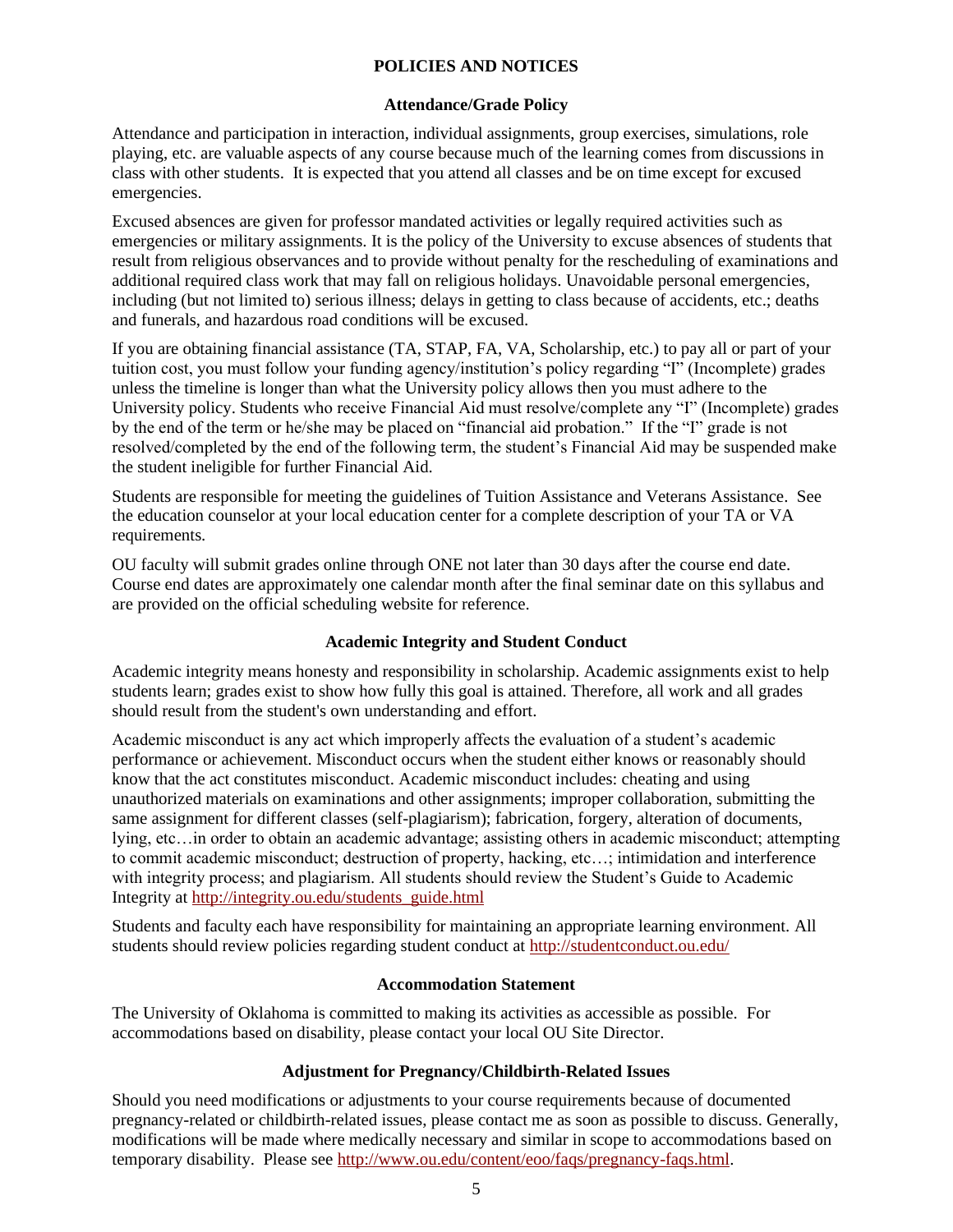# POLICIES AND NOTICES

## Attendance/Grade Policy

Attendance and participation in interaction, individual assignments, group exercises, simulations, role playing, etc. are valuable aspects of any course because much of the learning comes from discussions in class with other students. It is expected that you attend all classes and be on time except for excused emergencies.

Excused absences are given for professor mandated activities or legally required activities such as emergencies or military assignments. It is the policy of the University to excuse absences of students that result from religious observances and to provide without penalty for the rescheduling of examinations and additional required class work that may fall on religious holidays. Unavoidable personal emergencies, including (but not limited to) serious illness; delays in getting to class because of accidents, etc.; deaths and funerals, and hazardous road conditions will be excused.

If you are obtaining financial assistance (TA, STAP, FA, VA, Scholarship, etc.) to pay all or part of your tuition cost, you must follow your funding agency/institution's policy regarding "I" (Incomplete) grades unless the timeline is longer than what the University policy allows then you must adhere to the University policy. Students who receive Financial Aid must resolve/complete any "I" (Incomplete) grades by the end of the term or he/she may be placed on "financial aid probation." If the "I" grade is not resolved/completed by the end of the following term, the student's Financial Aid may be suspended make the student ineligible for further Financial Aid.

Students are responsible for meeting the guidelines of Tuition Assistance and Veterans Assistance. See the education counselor at your local education center for a complete description of your TA or VA requirements.

OU faculty will submit grades online through ONE not later than 30 days after the course end date. Course end dates are approximately one calendar month after the final seminar date on this syllabus and are provided on the official scheduling website for reference.

## Academic Integrity and Student Conduct

Academic integrity means honesty and responsibility in scholarship. Academic assignments exist to help students learn; grades exist to show how fully this goal is attained. Therefore, all work and all grades should result from the student's own understanding and effort.

Academic misconduct is any act which improperly affects the evaluation of a student's academic performance or achievement. Misconduct occurs when the student either knows or reasonably should know that the act constitutes misconduct. Academic misconduct includes: cheating and using unauthorized materials on examinations and other assignments; improper collaboration, submitting the same assignment for different classes (self-plagiarism); fabrication, forgery, alteration of documents, lying, etc…in order to obtain an academic advantage; assisting others in academic misconduct; attempting to commit academic misconduct; destruction of property, hacking, etc…; intimidation and interference with integrity process; and plagiarism. All students should review the Student's Guide to Academic Integrity at http://integrity.ou.edu/students_guide.html

Students and faculty each have responsibility for maintaining an appropriate learning environment. All students should review policies regarding student conduct at http://studentconduct.ou.edu/

## Accommodation Statement

The University of Oklahoma is committed to making its activities as accessible as possible. For accommodations based on disability, please contact your local OU Site Director.

## Adjustment for Pregnancy/Childbirth-Related Issues

Should you need modifications or adjustments to your course requirements because of documented pregnancy-related or childbirth-related issues, please contact me as soon as possible to discuss. Generally, modifications will be made where medically necessary and similar in scope to accommodations based on temporary disability. Please see http://www.ou.edu/content/eoo/faqs/pregnancy-faqs.html.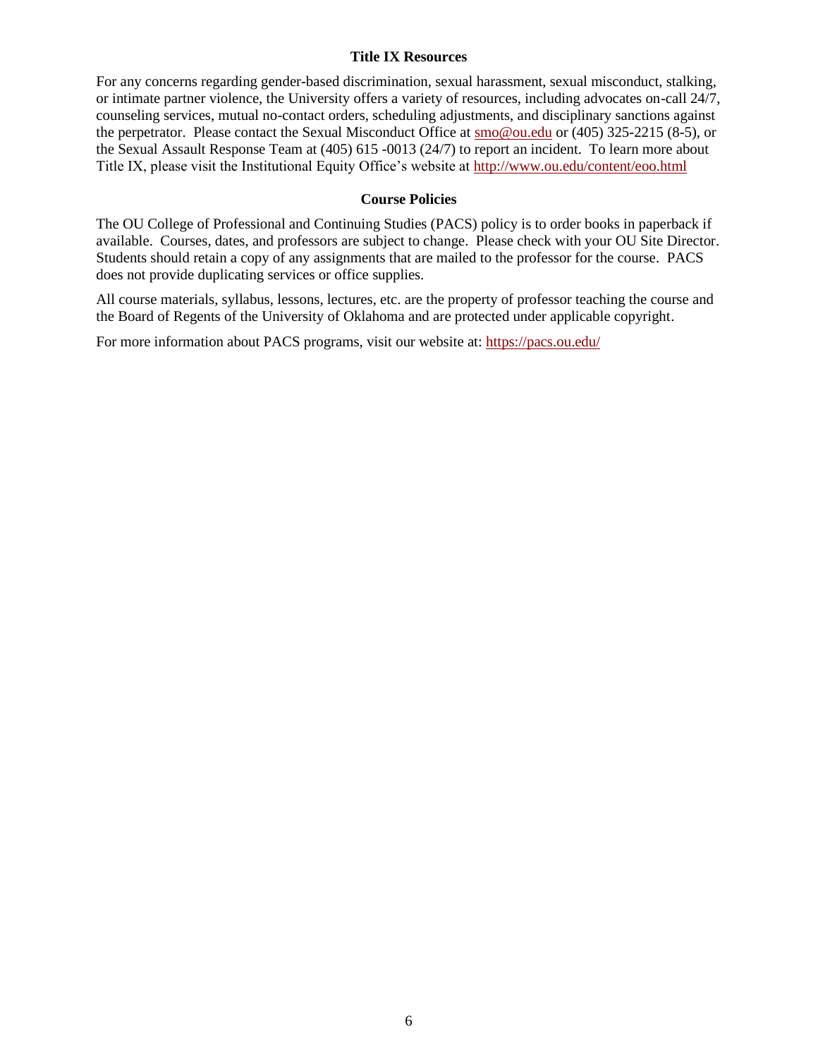## Title IX Resources

For any concerns regarding gender-based discrimination, sexual harassment, sexual misconduct, stalking, or intimate partner violence, the University offers a variety of resources, including advocates on-call 24/7, counseling services, mutual no-contact orders, scheduling adjustments, and disciplinary sanctions against the perpetrator. Please contact the Sexual Misconduct Office at smo@ou.edu or (405) 325-2215 (8-5), or the Sexual Assault Response Team at (405) 615 -0013 (24/7) to report an incident. To learn more about Title IX, please visit the Institutional Equity Office's website at http://www.ou.edu/content/eoo.html

## Course Policies

The OU College of Professional and Continuing Studies (PACS) policy is to order books in paperback if available. Courses, dates, and professors are subject to change. Please check with your OU Site Director. Students should retain a copy of any assignments that are mailed to the professor for the course. PACS does not provide duplicating services or office supplies.

All course materials, syllabus, lessons, lectures, etc. are the property of professor teaching the course and the Board of Regents of the University of Oklahoma and are protected under applicable copyright.

For more information about PACS programs, visit our website at: https://pacs.ou.edu/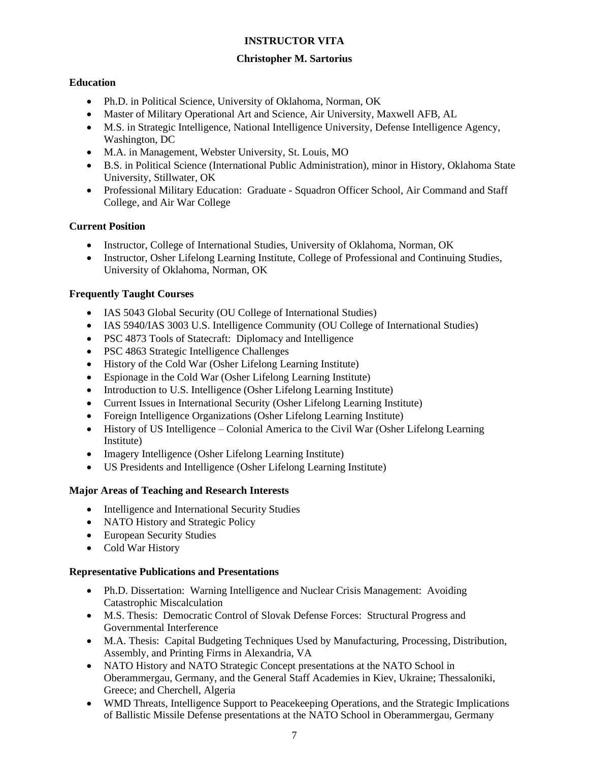**INSTRUCTOR VITA**

**Christopher M. Sartorius**

**Education**

- Ph.D. in Political Science, University of Oklahoma, Norman, OK
- Master of Military Operational Art and Science, Air University, Maxwell AFB, AL
- M.S. in Strategic Intelligence, National Intelligence University, Defense Intelligence Agency, Washington, DC
- M.A. in Management, Webster University, St. Louis, MO
- B.S. in Political Science (International Public Administration), minor in History, Oklahoma State University, Stillwater, OK
- Professional Military Education: Graduate - Squadron Officer School, Air Command and Staff College, and Air War College

**Current Position**

- Instructor, College of International Studies, University of Oklahoma, Norman, OK
- Instructor, Osher Lifelong Learning Institute, College of Professional and Continuing Studies, University of Oklahoma, Norman, OK

**Frequently Taught Courses**

- IAS 5043 Global Security (OU College of International Studies)
- IAS 5940/IAS 3003 U.S. Intelligence Community (OU College of International Studies)
- PSC 4873 Tools of Statecraft: Diplomacy and Intelligence
- PSC 4863 Strategic Intelligence Challenges
- History of the Cold War (Osher Lifelong Learning Institute)
- Espionage in the Cold War (Osher Lifelong Learning Institute)
- Introduction to U.S. Intelligence (Osher Lifelong Learning Institute)
- Current Issues in International Security (Osher Lifelong Learning Institute)
- Foreign Intelligence Organizations (Osher Lifelong Learning Institute)
- History of US Intelligence – Colonial America to the Civil War (Osher Lifelong Learning Institute)
- Imagery Intelligence (Osher Lifelong Learning Institute)
- US Presidents and Intelligence (Osher Lifelong Learning Institute)

**Major Areas of Teaching and Research Interests**

- Intelligence and International Security Studies
- NATO History and Strategic Policy
- European Security Studies
- Cold War History

**Representative Publications and Presentations**

- Ph.D. Dissertation: Warning Intelligence and Nuclear Crisis Management: Avoiding Catastrophic Miscalculation
- M.S. Thesis: Democratic Control of Slovak Defense Forces: Structural Progress and Governmental Interference
- M.A. Thesis: Capital Budgeting Techniques Used by Manufacturing, Processing, Distribution, Assembly, and Printing Firms in Alexandria, VA
- NATO History and NATO Strategic Concept presentations at the NATO School in Oberammergau, Germany, and the General Staff Academies in Kiev, Ukraine; Thessaloniki, Greece; and Cherchell, Algeria
- WMD Threats, Intelligence Support to Peacekeeping Operations, and the Strategic Implications of Ballistic Missile Defense presentations at the NATO School in Oberammergau, Germany